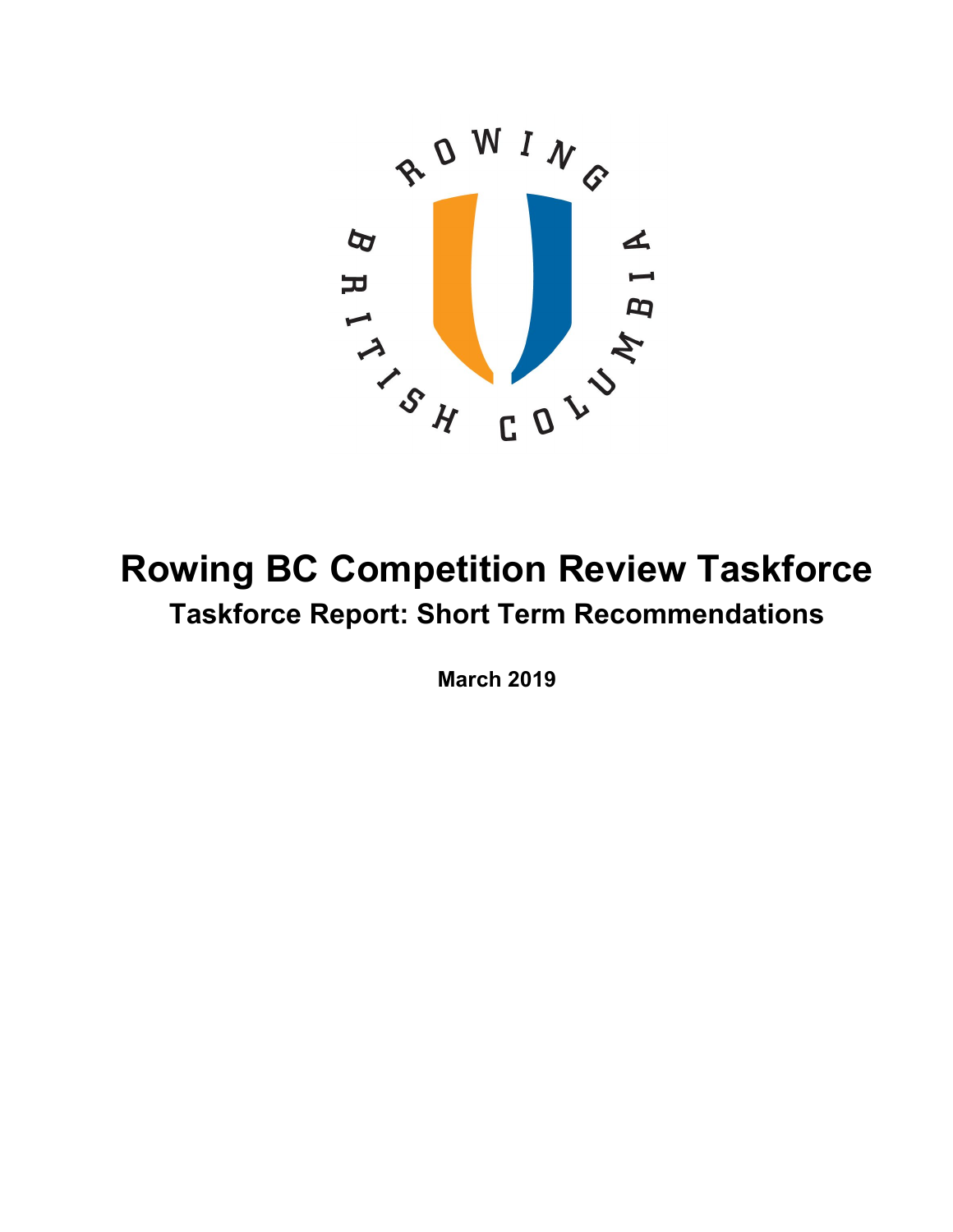# Rowing BC Competition Review Taskforce

## Taskforce Report: Short Term Recommendations

**March 2019**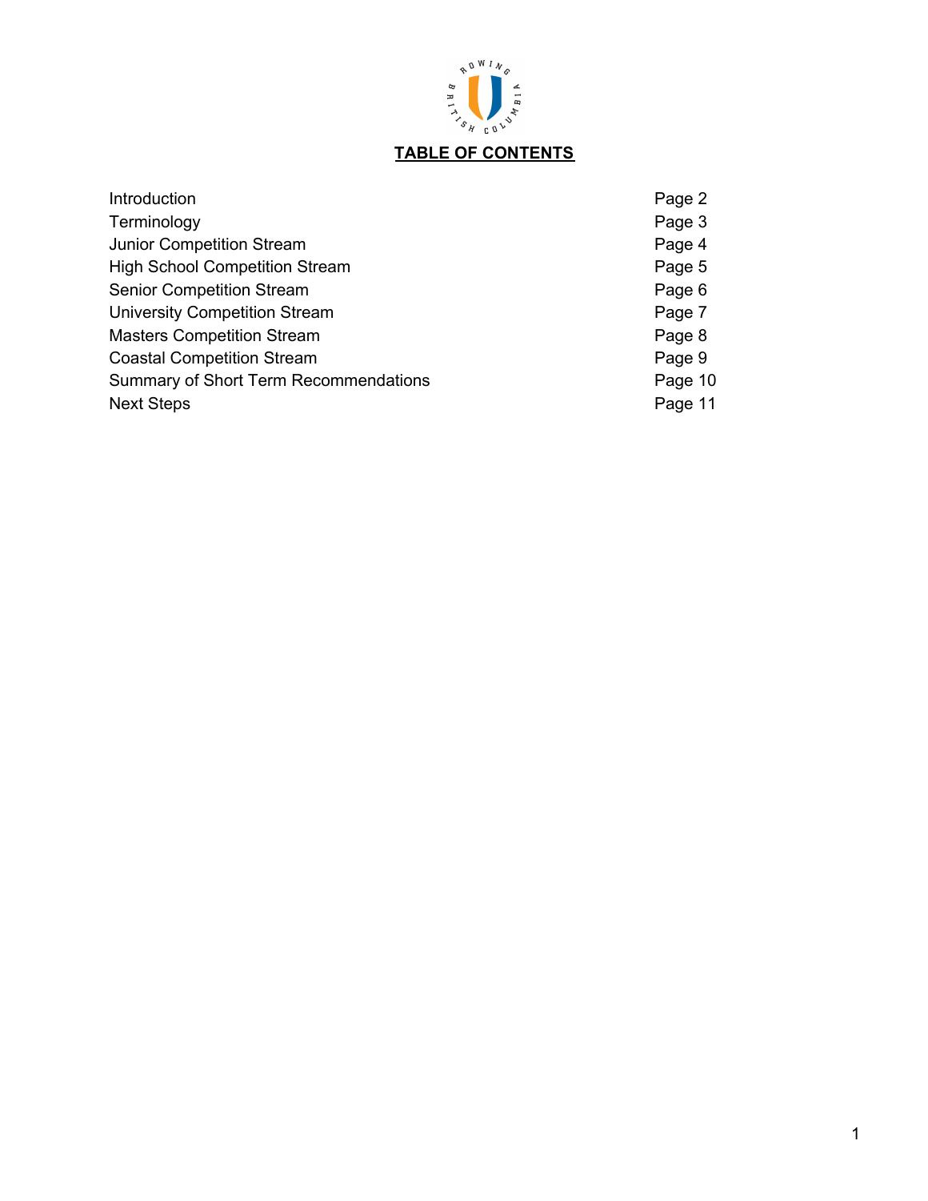# TABLE OF CONTENTS

| | |
|---|---|
| Introduction | Page 2 |
| Terminology | Page 3 |
| Junior Competition Stream | Page 4 |
| High School Competition Stream | Page 5 |
| Senior Competition Stream | Page 6 |
| University Competition Stream | Page 7 |
| Masters Competition Stream | Page 8 |
| Coastal Competition Stream | Page 9 |
| Summary of Short Term Recommendations | Page 10 |
| Next Steps | Page 11 |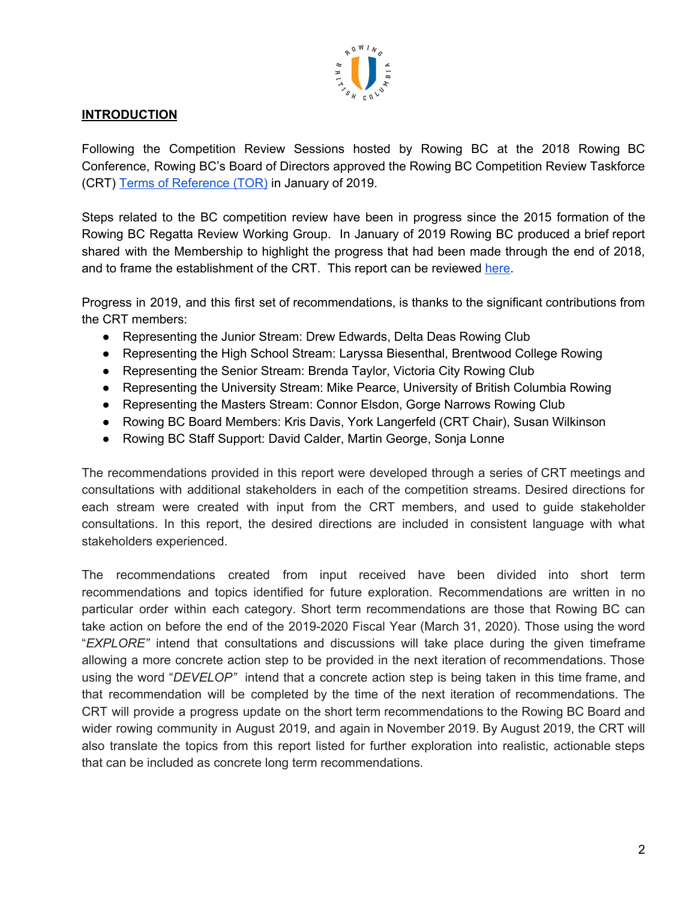## INTRODUCTION

Following the Competition Review Sessions hosted by Rowing BC at the 2018 Rowing BC Conference, Rowing BC's Board of Directors approved the Rowing BC Competition Review Taskforce (CRT) Terms of Reference (TOR) in January of 2019.

Steps related to the BC competition review have been in progress since the 2015 formation of the Rowing BC Regatta Review Working Group. In January of 2019 Rowing BC produced a brief report shared with the Membership to highlight the progress that had been made through the end of 2018, and to frame the establishment of the CRT. This report can be reviewed here.

Progress in 2019, and this first set of recommendations, is thanks to the significant contributions from the CRT members:

- Representing the Junior Stream: Drew Edwards, Delta Deas Rowing Club
- Representing the High School Stream: Laryssa Biesenthal, Brentwood College Rowing
- Representing the Senior Stream: Brenda Taylor, Victoria City Rowing Club
- Representing the University Stream: Mike Pearce, University of British Columbia Rowing
- Representing the Masters Stream: Connor Elsdon, Gorge Narrows Rowing Club
- Rowing BC Board Members: Kris Davis, York Langerfeld (CRT Chair), Susan Wilkinson
- Rowing BC Staff Support: David Calder, Martin George, Sonja Lonne

The recommendations provided in this report were developed through a series of CRT meetings and consultations with additional stakeholders in each of the competition streams. Desired directions for each stream were created with input from the CRT members, and used to guide stakeholder consultations. In this report, the desired directions are included in consistent language with what stakeholders experienced.

The recommendations created from input received have been divided into short term recommendations and topics identified for future exploration. Recommendations are written in no particular order within each category. Short term recommendations are those that Rowing BC can take action on before the end of the 2019-2020 Fiscal Year (March 31, 2020). Those using the word "*EXPLORE"* intend that consultations and discussions will take place during the given timeframe allowing a more concrete action step to be provided in the next iteration of recommendations. Those using the word "*DEVELOP"* intend that a concrete action step is being taken in this time frame, and that recommendation will be completed by the time of the next iteration of recommendations. The CRT will provide a progress update on the short term recommendations to the Rowing BC Board and wider rowing community in August 2019, and again in November 2019. By August 2019, the CRT will also translate the topics from this report listed for further exploration into realistic, actionable steps that can be included as concrete long term recommendations.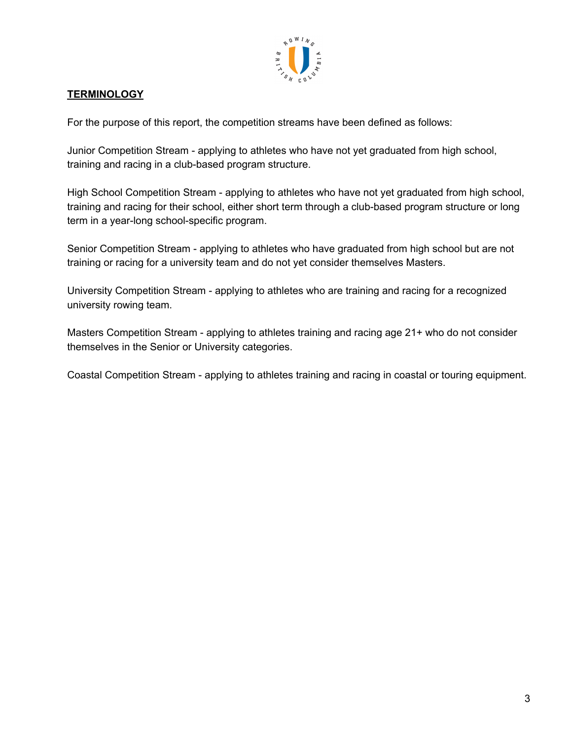## TERMINOLOGY

For the purpose of this report, the competition streams have been defined as follows:

Junior Competition Stream - applying to athletes who have not yet graduated from high school, training and racing in a club-based program structure.

High School Competition Stream - applying to athletes who have not yet graduated from high school, training and racing for their school, either short term through a club-based program structure or long term in a year-long school-specific program.

Senior Competition Stream - applying to athletes who have graduated from high school but are not training or racing for a university team and do not yet consider themselves Masters.

University Competition Stream - applying to athletes who are training and racing for a recognized university rowing team.

Masters Competition Stream - applying to athletes training and racing age 21+ who do not consider themselves in the Senior or University categories.

Coastal Competition Stream - applying to athletes training and racing in coastal or touring equipment.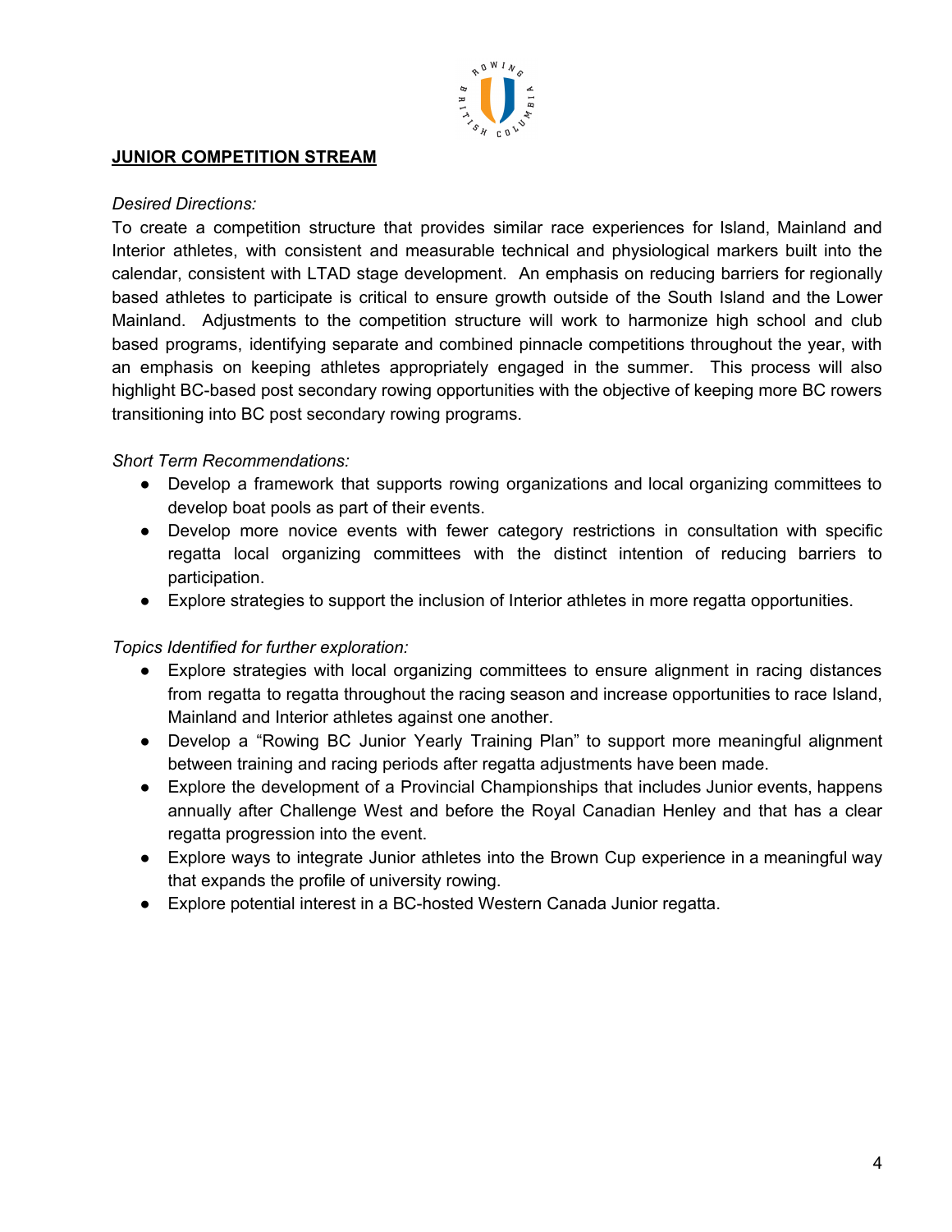## JUNIOR COMPETITION STREAM

*Desired Directions:*

To create a competition structure that provides similar race experiences for Island, Mainland and Interior athletes, with consistent and measurable technical and physiological markers built into the calendar, consistent with LTAD stage development. An emphasis on reducing barriers for regionally based athletes to participate is critical to ensure growth outside of the South Island and the Lower Mainland. Adjustments to the competition structure will work to harmonize high school and club based programs, identifying separate and combined pinnacle competitions throughout the year, with an emphasis on keeping athletes appropriately engaged in the summer. This process will also highlight BC-based post secondary rowing opportunities with the objective of keeping more BC rowers transitioning into BC post secondary rowing programs.

*Short Term Recommendations:*

- Develop a framework that supports rowing organizations and local organizing committees to develop boat pools as part of their events.
- Develop more novice events with fewer category restrictions in consultation with specific regatta local organizing committees with the distinct intention of reducing barriers to participation.
- Explore strategies to support the inclusion of Interior athletes in more regatta opportunities.

*Topics Identified for further exploration:*

- Explore strategies with local organizing committees to ensure alignment in racing distances from regatta to regatta throughout the racing season and increase opportunities to race Island, Mainland and Interior athletes against one another.
- Develop a "Rowing BC Junior Yearly Training Plan" to support more meaningful alignment between training and racing periods after regatta adjustments have been made.
- Explore the development of a Provincial Championships that includes Junior events, happens annually after Challenge West and before the Royal Canadian Henley and that has a clear regatta progression into the event.
- Explore ways to integrate Junior athletes into the Brown Cup experience in a meaningful way that expands the profile of university rowing.
- Explore potential interest in a BC-hosted Western Canada Junior regatta.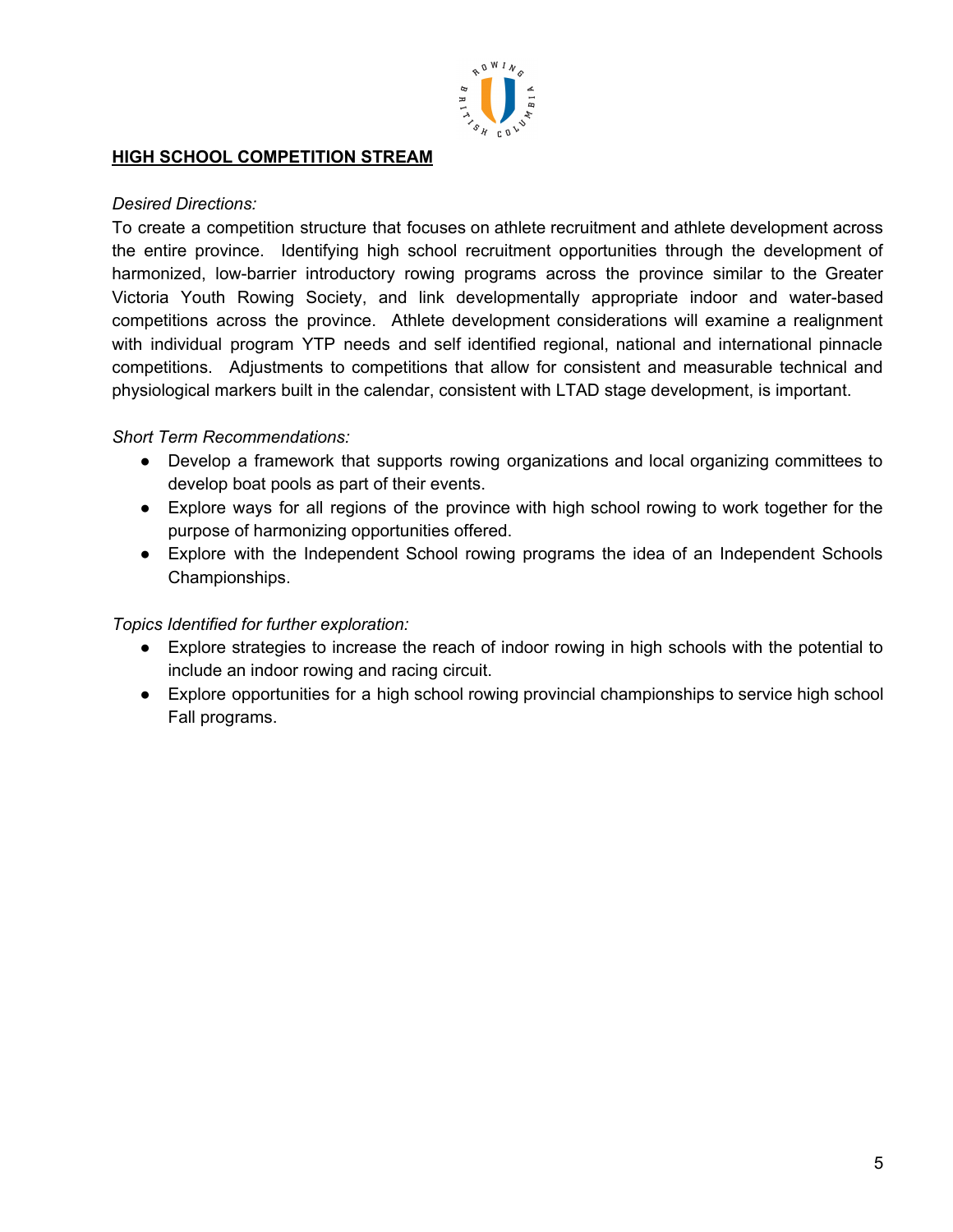## HIGH SCHOOL COMPETITION STREAM

*Desired Directions:*

To create a competition structure that focuses on athlete recruitment and athlete development across the entire province. Identifying high school recruitment opportunities through the development of harmonized, low-barrier introductory rowing programs across the province similar to the Greater Victoria Youth Rowing Society, and link developmentally appropriate indoor and water-based competitions across the province. Athlete development considerations will examine a realignment with individual program YTP needs and self identified regional, national and international pinnacle competitions. Adjustments to competitions that allow for consistent and measurable technical and physiological markers built in the calendar, consistent with LTAD stage development, is important.

*Short Term Recommendations:*

- Develop a framework that supports rowing organizations and local organizing committees to develop boat pools as part of their events.
- Explore ways for all regions of the province with high school rowing to work together for the purpose of harmonizing opportunities offered.
- Explore with the Independent School rowing programs the idea of an Independent Schools Championships.

*Topics Identified for further exploration:*

- Explore strategies to increase the reach of indoor rowing in high schools with the potential to include an indoor rowing and racing circuit.
- Explore opportunities for a high school rowing provincial championships to service high school Fall programs.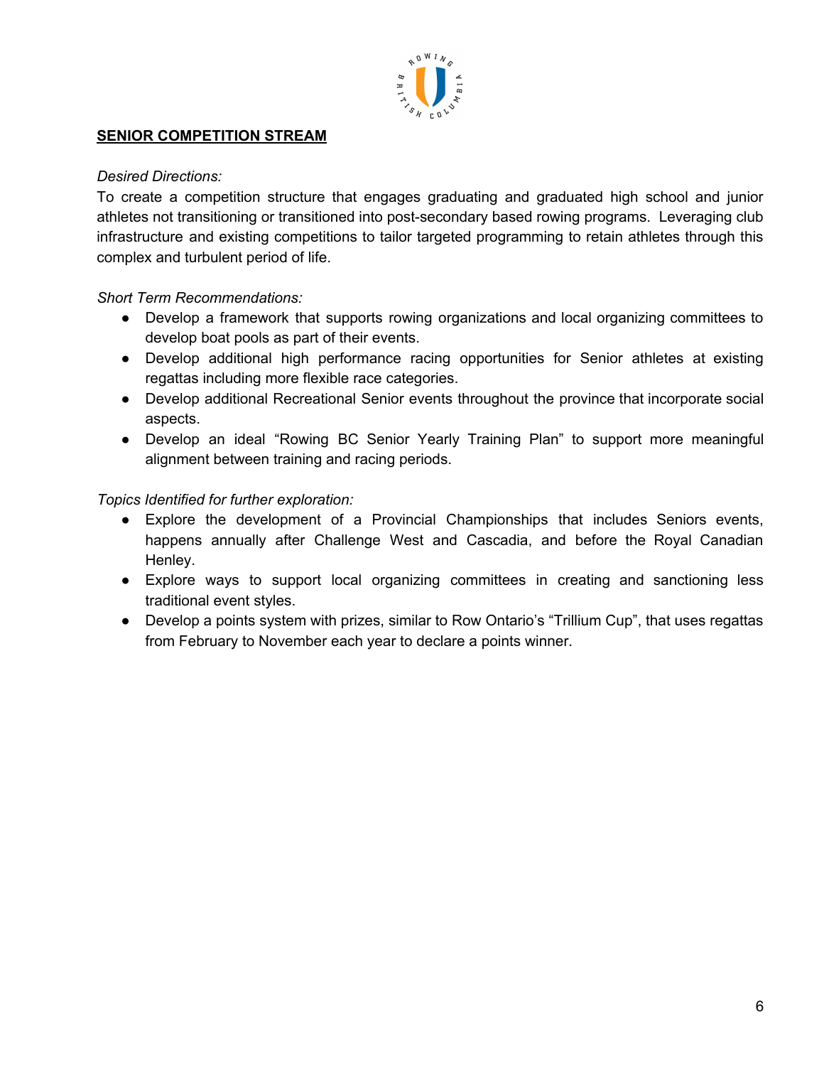## **SENIOR COMPETITION STREAM**

*Desired Directions:*

To create a competition structure that engages graduating and graduated high school and junior athletes not transitioning or transitioned into post-secondary based rowing programs. Leveraging club infrastructure and existing competitions to tailor targeted programming to retain athletes through this complex and turbulent period of life.

*Short Term Recommendations:*

- Develop a framework that supports rowing organizations and local organizing committees to develop boat pools as part of their events.
- Develop additional high performance racing opportunities for Senior athletes at existing regattas including more flexible race categories.
- Develop additional Recreational Senior events throughout the province that incorporate social aspects.
- Develop an ideal "Rowing BC Senior Yearly Training Plan" to support more meaningful alignment between training and racing periods.

*Topics Identified for further exploration:*

- Explore the development of a Provincial Championships that includes Seniors events, happens annually after Challenge West and Cascadia, and before the Royal Canadian Henley.
- Explore ways to support local organizing committees in creating and sanctioning less traditional event styles.
- Develop a points system with prizes, similar to Row Ontario's "Trillium Cup", that uses regattas from February to November each year to declare a points winner.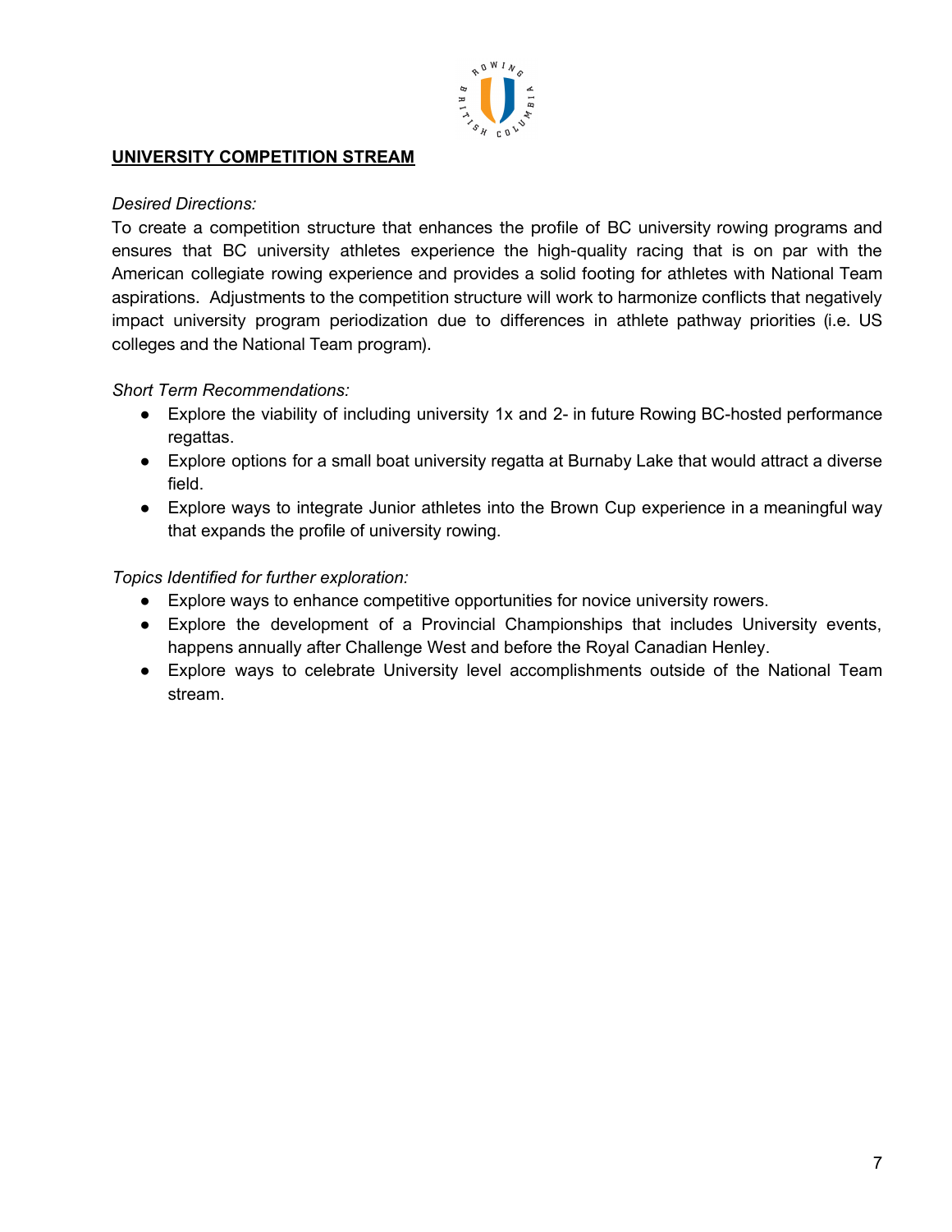## UNIVERSITY COMPETITION STREAM

*Desired Directions:*

To create a competition structure that enhances the profile of BC university rowing programs and ensures that BC university athletes experience the high-quality racing that is on par with the American collegiate rowing experience and provides a solid footing for athletes with National Team aspirations. Adjustments to the competition structure will work to harmonize conflicts that negatively impact university program periodization due to differences in athlete pathway priorities (i.e. US colleges and the National Team program).

*Short Term Recommendations:*

- Explore the viability of including university 1x and 2- in future Rowing BC-hosted performance regattas.
- Explore options for a small boat university regatta at Burnaby Lake that would attract a diverse field.
- Explore ways to integrate Junior athletes into the Brown Cup experience in a meaningful way that expands the profile of university rowing.

*Topics Identified for further exploration:*

- Explore ways to enhance competitive opportunities for novice university rowers.
- Explore the development of a Provincial Championships that includes University events, happens annually after Challenge West and before the Royal Canadian Henley.
- Explore ways to celebrate University level accomplishments outside of the National Team stream.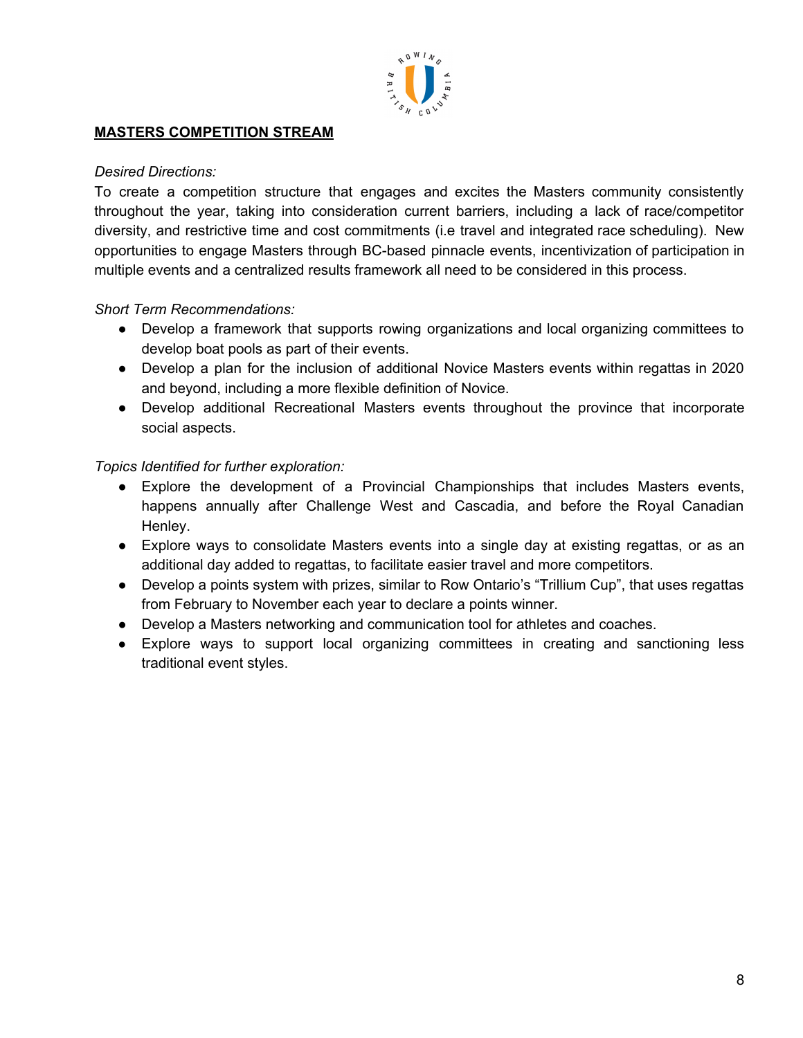## MASTERS COMPETITION STREAM

*Desired Directions:*

To create a competition structure that engages and excites the Masters community consistently throughout the year, taking into consideration current barriers, including a lack of race/competitor diversity, and restrictive time and cost commitments (i.e travel and integrated race scheduling). New opportunities to engage Masters through BC-based pinnacle events, incentivization of participation in multiple events and a centralized results framework all need to be considered in this process.

*Short Term Recommendations:*

- Develop a framework that supports rowing organizations and local organizing committees to develop boat pools as part of their events.
- Develop a plan for the inclusion of additional Novice Masters events within regattas in 2020 and beyond, including a more flexible definition of Novice.
- Develop additional Recreational Masters events throughout the province that incorporate social aspects.

*Topics Identified for further exploration:*

- Explore the development of a Provincial Championships that includes Masters events, happens annually after Challenge West and Cascadia, and before the Royal Canadian Henley.
- Explore ways to consolidate Masters events into a single day at existing regattas, or as an additional day added to regattas, to facilitate easier travel and more competitors.
- Develop a points system with prizes, similar to Row Ontario's "Trillium Cup", that uses regattas from February to November each year to declare a points winner.
- Develop a Masters networking and communication tool for athletes and coaches.
- Explore ways to support local organizing committees in creating and sanctioning less traditional event styles.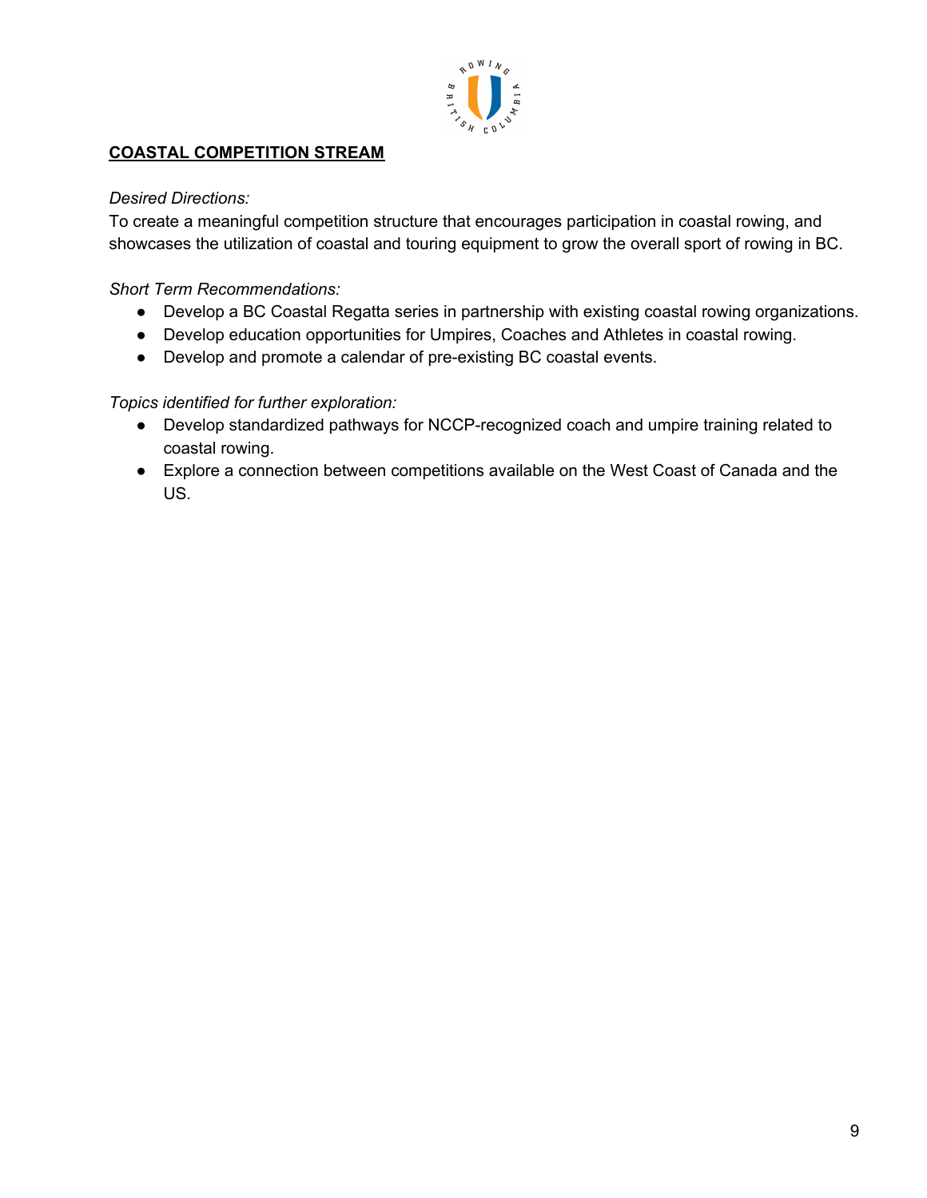## COASTAL COMPETITION STREAM

*Desired Directions:*

To create a meaningful competition structure that encourages participation in coastal rowing, and showcases the utilization of coastal and touring equipment to grow the overall sport of rowing in BC.

*Short Term Recommendations:*

- Develop a BC Coastal Regatta series in partnership with existing coastal rowing organizations.
- Develop education opportunities for Umpires, Coaches and Athletes in coastal rowing.
- Develop and promote a calendar of pre-existing BC coastal events.

*Topics identified for further exploration:*

- Develop standardized pathways for NCCP-recognized coach and umpire training related to coastal rowing.
- Explore a connection between competitions available on the West Coast of Canada and the US.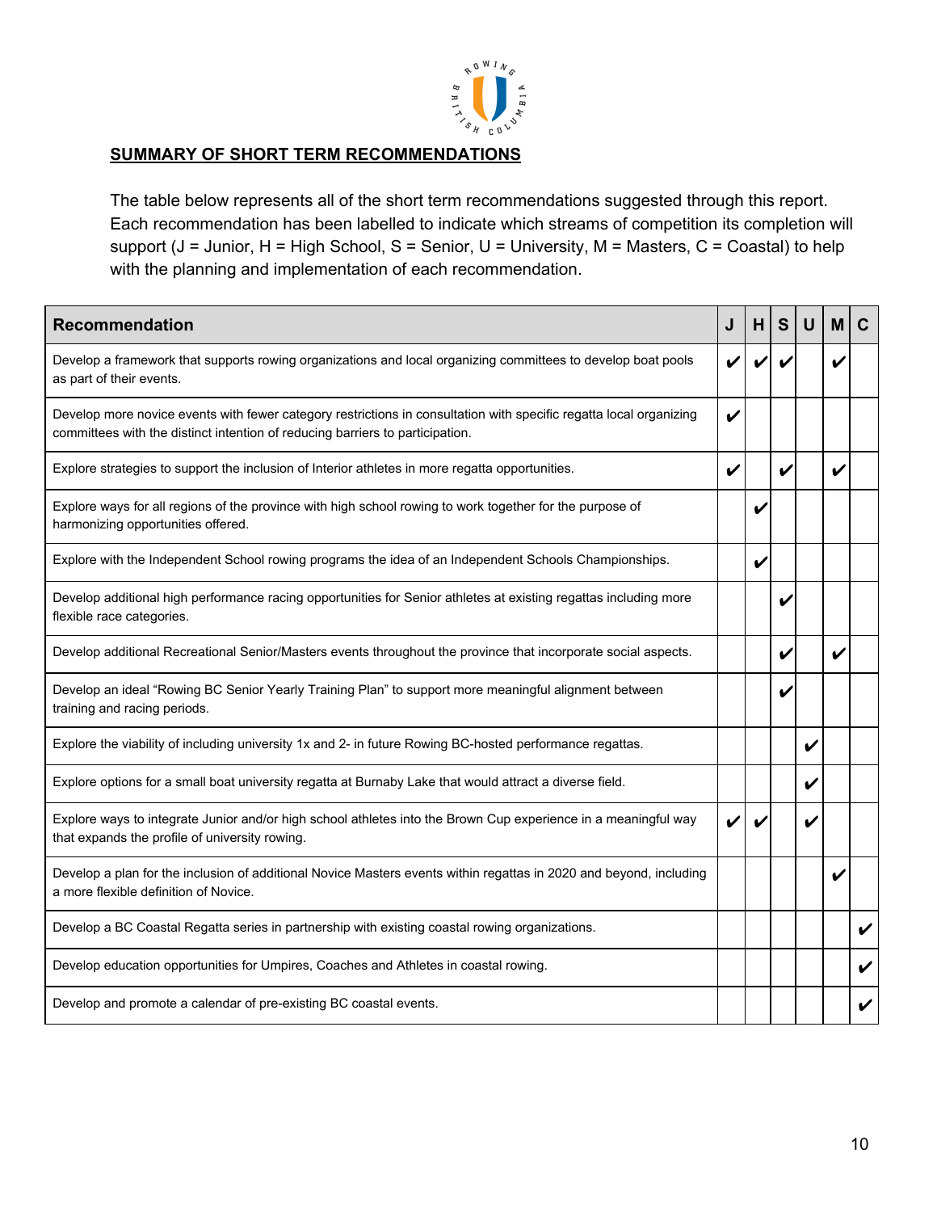## SUMMARY OF SHORT TERM RECOMMENDATIONS

The table below represents all of the short term recommendations suggested through this report. Each recommendation has been labelled to indicate which streams of competition its completion will support (J = Junior, H = High School, S = Senior, U = University, M = Masters, C = Coastal) to help with the planning and implementation of each recommendation.

| Recommendation | J | H | S | U | M | C |
|---|---|---|---|---|---|---|
| Develop a framework that supports rowing organizations and local organizing committees to develop boat pools as part of their events. | ✔ | ✔ | ✔ | | ✔ | |
| Develop more novice events with fewer category restrictions in consultation with specific regatta local organizing committees with the distinct intention of reducing barriers to participation. | ✔ | | | | | |
| Explore strategies to support the inclusion of Interior athletes in more regatta opportunities. | ✔ | | ✔ | | ✔ | |
| Explore ways for all regions of the province with high school rowing to work together for the purpose of harmonizing opportunities offered. | | ✔ | | | | |
| Explore with the Independent School rowing programs the idea of an Independent Schools Championships. | | ✔ | | | | |
| Develop additional high performance racing opportunities for Senior athletes at existing regattas including more flexible race categories. | | | ✔ | | | |
| Develop additional Recreational Senior/Masters events throughout the province that incorporate social aspects. | | | ✔ | | ✔ | |
| Develop an ideal "Rowing BC Senior Yearly Training Plan" to support more meaningful alignment between training and racing periods. | | | ✔ | | | |
| Explore the viability of including university 1x and 2- in future Rowing BC-hosted performance regattas. | | | | ✔ | | |
| Explore options for a small boat university regatta at Burnaby Lake that would attract a diverse field. | | | | ✔ | | |
| Explore ways to integrate Junior and/or high school athletes into the Brown Cup experience in a meaningful way that expands the profile of university rowing. | ✔ | ✔ | | ✔ | | |
| Develop a plan for the inclusion of additional Novice Masters events within regattas in 2020 and beyond, including a more flexible definition of Novice. | | | | | ✔ | |
| Develop a BC Coastal Regatta series in partnership with existing coastal rowing organizations. | | | | | | ✔ |
| Develop education opportunities for Umpires, Coaches and Athletes in coastal rowing. | | | | | | ✔ |
| Develop and promote a calendar of pre-existing BC coastal events. | | | | | | ✔ |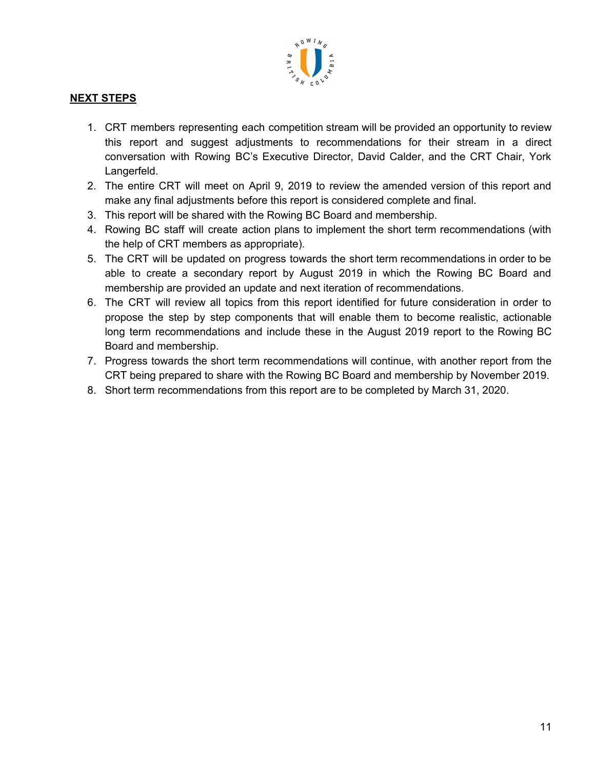**NEXT STEPS**

1. CRT members representing each competition stream will be provided an opportunity to review this report and suggest adjustments to recommendations for their stream in a direct conversation with Rowing BC's Executive Director, David Calder, and the CRT Chair, York Langerfeld.
2. The entire CRT will meet on April 9, 2019 to review the amended version of this report and make any final adjustments before this report is considered complete and final.
3. This report will be shared with the Rowing BC Board and membership.
4. Rowing BC staff will create action plans to implement the short term recommendations (with the help of CRT members as appropriate).
5. The CRT will be updated on progress towards the short term recommendations in order to be able to create a secondary report by August 2019 in which the Rowing BC Board and membership are provided an update and next iteration of recommendations.
6. The CRT will review all topics from this report identified for future consideration in order to propose the step by step components that will enable them to become realistic, actionable long term recommendations and include these in the August 2019 report to the Rowing BC Board and membership.
7. Progress towards the short term recommendations will continue, with another report from the CRT being prepared to share with the Rowing BC Board and membership by November 2019.
8. Short term recommendations from this report are to be completed by March 31, 2020.